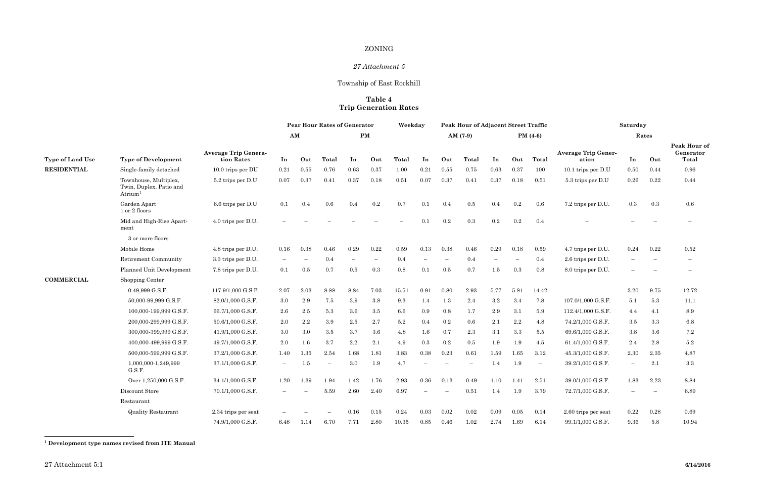# ZONING

*27 Attachment 5*

Township of East Rockhill

**Table 4**
**Trip Generation Rates**

| | | | Pear Hour Rates of Generator | | | | | | Weekday | | Peak Hour of Adjacent Street Traffic | | | | | | Saturday | | |
|---|---|---|---|---|---|---|---|---|---|---|---|---|---|---|---|---|---|---|---|
| | | | AM | | | PM | | | | | AM (7-9) | | | PM (4-6) | | | | Rates | | |
| **Type of Land Use** | **Type of Development** | **Average Trip Generation Rates** | **In** | **Out** | **Total** | **In** | **Out** | **Total** | **In** | **Out** | **Total** | **In** | **Out** | **Total** | **Average Trip Generation** | **In** | **Out** | **Peak Hour of Generator Total** |
| **RESIDENTIAL** | Single-family detached | 10.0 trips per DU | 0.21 | 0.55 | 0.76 | 0.63 | 0.37 | 1.00 | 0.21 | 0.55 | 0.75 | 0.63 | 0.37 | 100 | 10.1 trips per D.U | 0.50 | 0.44 | 0.96 |
| | Townhouse, Multiplex, Twin, Duplex, Patio and Atrium[1] | 5.2 trips per D.U | 0.07 | 0.37 | 0.41 | 0.37 | 0.18 | 0.51 | 0.07 | 0.37 | 0.41 | 0.37 | 0.18 | 0.51 | 5.3 trips per D.U | 0.26 | 0.22 | 0.44 |
| | Garden Apart 1 or 2 floors | 6.6 trips per D.U | 0.1 | 0.4 | 0.6 | 0.4 | 0.2 | 0.7 | 0.1 | 0.4 | 0.5 | 0.4 | 0.2 | 0.6 | 7.2 trips per D.U. | 0.3 | 0.3 | 0.6 |
| | Mid and High-Rise Apartment 3 or more floors | 4.0 trips per D.U. | – | – | – | – | – | – | 0.1 | 0.2 | 0.3 | 0.2 | 0.2 | 0.4 | – | – | – | – |
| | Mobile Home | 4.8 trips per D.U. | 0.16 | 0.38 | 0.46 | 0.29 | 0.22 | 0.59 | 0.13 | 0.38 | 0.46 | 0.29 | 0.18 | 0.59 | 4.7 trips per D.U. | 0.24 | 0.22 | 0.52 |
| | Retirement Community | 3.3 trips per D.U. | – | – | 0.4 | – | – | 0.4 | – | – | 0.4 | – | – | 0.4 | 2.6 trips per D.U. | – | – | – |
| | Planned Unit Development | 7.8 trips per D.U. | 0.1 | 0.5 | 0.7 | 0.5 | 0.3 | 0.8 | 0.1 | 0.5 | 0.7 | 1.5 | 0.3 | 0.8 | 8.0 trips per D.U. | – | – | – |
| **COMMERCIAL** | Shopping Center | | | | | | | | | | | | | | | | | |
| | 0.49,999 G.S.F. | 117.9/1,000 G.S.F. | 2.07 | 2.03 | 8.88 | 8.84 | 7.03 | 15.51 | 0.91 | 0.80 | 2.93 | 5.77 | 5.81 | 14.42 | – | 3.20 | 9.75 | 12.72 |
| | 50,000-99,999 G.S.F. | 82.0/1,000 G.S.F. | 3.0 | 2.9 | 7.5 | 3.9 | 3.8 | 9.3 | 1.4 | 1.3 | 2.4 | 3.2 | 3.4 | 7.8 | 107.0/1,000 G.S.F. | 5.1 | 5.3 | 11.1 |
| | 100,000-199,999 G.S.F. | 66.7/1,000 G.S.F. | 2.6 | 2.5 | 5.3 | 3.6 | 3.5 | 6.6 | 0.9 | 0.8 | 1.7 | 2.9 | 3.1 | 5.9 | 112.4/1,000 G.S.F. | 4.4 | 4.1 | 8.9 |
| | 200,000-299,999 G.S.F. | 50.6/1,000 G.S.F. | 2.0 | 2.2 | 3.9 | 2.5 | 2.7 | 5.2 | 0.4 | 0.2 | 0.6 | 2.1 | 2.2 | 4.8 | 74.2/1,000 G.S.F. | 3.5 | 3.3 | 6.8 |
| | 300,000-399,999 G.S.F. | 41.9/1,000 G.S.F. | 3.0 | 3.0 | 3.5 | 3.7 | 3.6 | 4.8 | 1.6 | 0.7 | 2.3 | 3.1 | 3.3 | 5.5 | 69.6/1,000 G.S.F. | 3.8 | 3.6 | 7.2 |
| | 400,000-499,999 G.S.F. | 49.7/1,000 G.S.F. | 2.0 | 1.6 | 3.7 | 2.2 | 2.1 | 4.9 | 0.3 | 0.2 | 0.5 | 1.9 | 1.9 | 4.5 | 61.4/1,000 G.S.F. | 2.4 | 2.8 | 5.2 |
| | 500,000-599,999 G.S.F. | 37.2/1,000 G.S.F. | 1.40 | 1.35 | 2.54 | 1.68 | 1.81 | 3.83 | 0.38 | 0.23 | 0.61 | 1.59 | 1.65 | 3.12 | 45.3/1,000 G.S.F. | 2.30 | 2.35 | 4.87 |
| | 1,000,000-1,249,999 G.S.F. | 37.1/1,000 G.S.F. | – | 1.5 | – | 3.0 | 1.9 | 4.7 | – | – | – | 1.4 | 1.9 | – | 39.2/1,000 G.S.F. | – | 2.1 | 3.3 |
| | Over 1,250,000 G.S.F. | 34.1/1,000 G.S.F. | 1.20 | 1.39 | 1.94 | 1.42 | 1.76 | 2.93 | 0.36 | 0.13 | 0.49 | 1.10 | 1.41 | 2.51 | 39.0/1,000 G.S.F. | 1.83 | 2.23 | 8.84 |
| | Discount Store | 70.1/1,000 G.S.F. | – | – | 5.59 | 2.60 | 2.40 | 6.97 | – | – | 0.51 | 1.4 | 1.9 | 3.79 | 72.7/1,000 G.S.F. | – | – | 6.89 |
| | Restaurant | | | | | | | | | | | | | | | | | |
| | Quality Restaurant | 2.34 trips per seat | – | – | – | 0.16 | 0.15 | 0.24 | 0.03 | 0.02 | 0.02 | 0.09 | 0.05 | 0.14 | 2.60 trips per seat | 0.22 | 0.28 | 0.69 |
| | | 74.9/1,000 G.S.F. | 6.48 | 1.14 | 6.70 | 7.71 | 2.80 | 10.35 | 0.85 | 0.46 | 1.02 | 2.74 | 1.69 | 6.14 | 99.1/1,000 G.S.F. | 9.36 | 5.8 | 10.94 |

[1] **Development type names revised from ITE Manual**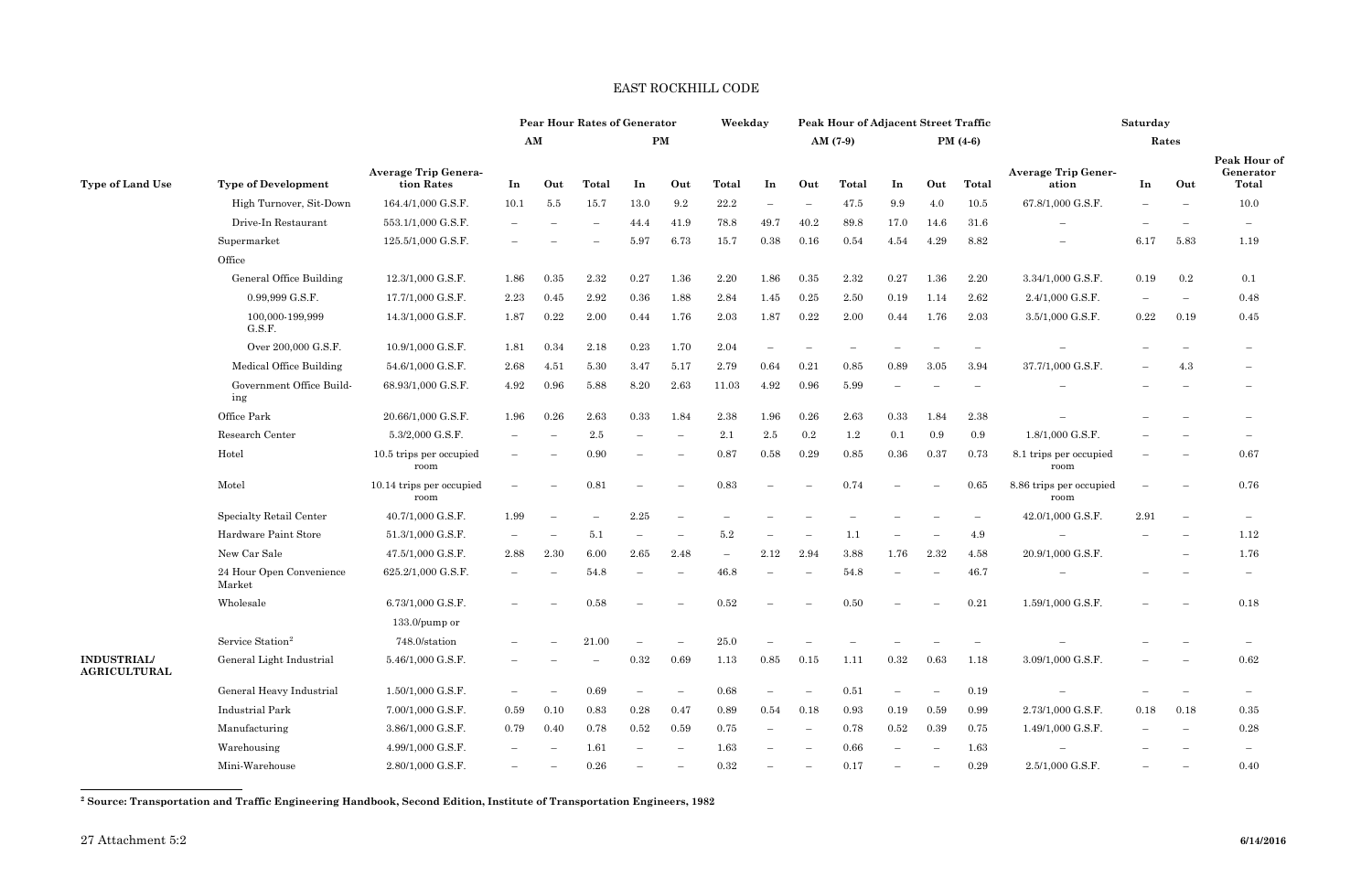| Type of Land Use | Type of Development | Average Trip Generation Rates | Pear Hour Rates of Generator AM | | | PM | | Weekday | Peak Hour of Adjacent Street Traffic AM (7-9) | | | PM (4-6) | | | Average Trip Generation | Saturday Rates | | |
|---|---|---|---|---|---|---|---|---|---|---|---|---|---|---|---|---|---|---|
| | | | In | Out | Total | In | Out | Total | In | Out | Total | In | Out | Total | | In | Out | Peak Hour of Generator Total |
| | High Turnover, Sit-Down | 164.4/1,000 G.S.F. | 10.1 | 5.5 | 15.7 | 13.0 | 9.2 | 22.2 | – | – | 47.5 | 9.9 | 4.0 | 10.5 | 67.8/1,000 G.S.F. | – | – | 10.0 |
| | Drive-In Restaurant | 553.1/1,000 G.S.F. | – | – | – | 44.4 | 41.9 | 78.8 | 49.7 | 40.2 | 89.8 | 17.0 | 14.6 | 31.6 | – | – | – | – |
| | Supermarket | 125.5/1,000 G.S.F. | – | – | – | 5.97 | 6.73 | 15.7 | 0.38 | 0.16 | 0.54 | 4.54 | 4.29 | 8.82 | – | 6.17 | 5.83 | 1.19 |
| | Office | | | | | | | | | | | | | | | | | |
| | General Office Building | 12.3/1,000 G.S.F. | 1.86 | 0.35 | 2.32 | 0.27 | 1.36 | 2.20 | 1.86 | 0.35 | 2.32 | 0.27 | 1.36 | 2.20 | 3.34/1,000 G.S.F. | 0.19 | 0.2 | 0.1 |
| | 0.99,999 G.S.F. | 17.7/1,000 G.S.F. | 2.23 | 0.45 | 2.92 | 0.36 | 1.88 | 2.84 | 1.45 | 0.25 | 2.50 | 0.19 | 1.14 | 2.62 | 2.4/1,000 G.S.F. | – | – | 0.48 |
| | 100,000-199,999 G.S.F. | 14.3/1,000 G.S.F. | 1.87 | 0.22 | 2.00 | 0.44 | 1.76 | 2.03 | 1.87 | 0.22 | 2.00 | 0.44 | 1.76 | 2.03 | 3.5/1,000 G.S.F. | 0.22 | 0.19 | 0.45 |
| | Over 200,000 G.S.F. | 10.9/1,000 G.S.F. | 1.81 | 0.34 | 2.18 | 0.23 | 1.70 | 2.04 | – | – | – | – | – | – | – | – | – | – |
| | Medical Office Building | 54.6/1,000 G.S.F. | 2.68 | 4.51 | 5.30 | 3.47 | 5.17 | 2.79 | 0.64 | 0.21 | 0.85 | 0.89 | 3.05 | 3.94 | 37.7/1,000 G.S.F. | – | 4.3 | – |
| | Government Office Building | 68.93/1,000 G.S.F. | 4.92 | 0.96 | 5.88 | 8.20 | 2.63 | 11.03 | 4.92 | 0.96 | 5.99 | – | – | – | – | – | – | – |
| | Office Park | 20.66/1,000 G.S.F. | 1.96 | 0.26 | 2.63 | 0.33 | 1.84 | 2.38 | 1.96 | 0.26 | 2.63 | 0.33 | 1.84 | 2.38 | – | – | – | – |
| | Research Center | 5.3/2,000 G.S.F. | – | – | 2.5 | – | – | 2.1 | 2.5 | 0.2 | 1.2 | 0.1 | 0.9 | 0.9 | 1.8/1,000 G.S.F. | – | – | – |
| | Hotel | 10.5 trips per occupied room | – | – | 0.90 | – | – | 0.87 | 0.58 | 0.29 | 0.85 | 0.36 | 0.37 | 0.73 | 8.1 trips per occupied room | – | – | 0.67 |
| | Motel | 10.14 trips per occupied room | – | – | 0.81 | – | – | 0.83 | – | – | 0.74 | – | – | 0.65 | 8.86 trips per occupied room | – | – | 0.76 |
| | Specialty Retail Center | 40.7/1,000 G.S.F. | 1.99 | – | – | 2.25 | – | – | – | – | – | – | – | – | 42.0/1,000 G.S.F. | 2.91 | – | – |
| | Hardware Paint Store | 51.3/1,000 G.S.F. | – | – | 5.1 | – | – | 5.2 | – | – | 1.1 | – | – | 4.9 | – | – | – | 1.12 |
| | New Car Sale | 47.5/1,000 G.S.F. | 2.88 | 2.30 | 6.00 | 2.65 | 2.48 | – | 2.12 | 2.94 | 3.88 | 1.76 | 2.32 | 4.58 | 20.9/1,000 G.S.F. | | – | 1.76 |
| | 24 Hour Open Convenience Market | 625.2/1,000 G.S.F. | – | – | 54.8 | – | – | 46.8 | – | – | 54.8 | – | – | 46.7 | – | – | – | – |
| | Wholesale | 6.73/1,000 G.S.F. | – | – | 0.58 | – | – | 0.52 | – | – | 0.50 | – | – | 0.21 | 1.59/1,000 G.S.F. | – | – | 0.18 |
| | Service Station[2] | 133.0/pump or 748.0/station | – | – | 21.00 | – | – | 25.0 | – | – | – | – | – | – | – | – | – | – |
| INDUSTRIAL/ AGRICULTURAL | General Light Industrial | 5.46/1,000 G.S.F. | – | – | – | 0.32 | 0.69 | 1.13 | 0.85 | 0.15 | 1.11 | 0.32 | 0.63 | 1.18 | 3.09/1,000 G.S.F. | – | – | 0.62 |
| | General Heavy Industrial | 1.50/1,000 G.S.F. | – | – | 0.69 | – | – | 0.68 | – | – | 0.51 | – | – | 0.19 | – | – | – | – |
| | Industrial Park | 7.00/1,000 G.S.F. | 0.59 | 0.10 | 0.83 | 0.28 | 0.47 | 0.89 | 0.54 | 0.18 | 0.93 | 0.19 | 0.59 | 0.99 | 2.73/1,000 G.S.F. | 0.18 | 0.18 | 0.35 |
| | Manufacturing | 3.86/1,000 G.S.F. | 0.79 | 0.40 | 0.78 | 0.52 | 0.59 | 0.75 | – | – | 0.78 | 0.52 | 0.39 | 0.75 | 1.49/1,000 G.S.F. | – | – | 0.28 |
| | Warehousing | 4.99/1,000 G.S.F. | – | – | 1.61 | – | – | 1.63 | – | – | 0.66 | – | – | 1.63 | – | – | – | – |
| | Mini-Warehouse | 2.80/1,000 G.S.F. | – | – | 0.26 | – | – | 0.32 | – | – | 0.17 | – | – | 0.29 | 2.5/1,000 G.S.F. | – | – | 0.40 |

[2] **Source: Transportation and Traffic Engineering Handbook, Second Edition, Institute of Transportation Engineers, 1982**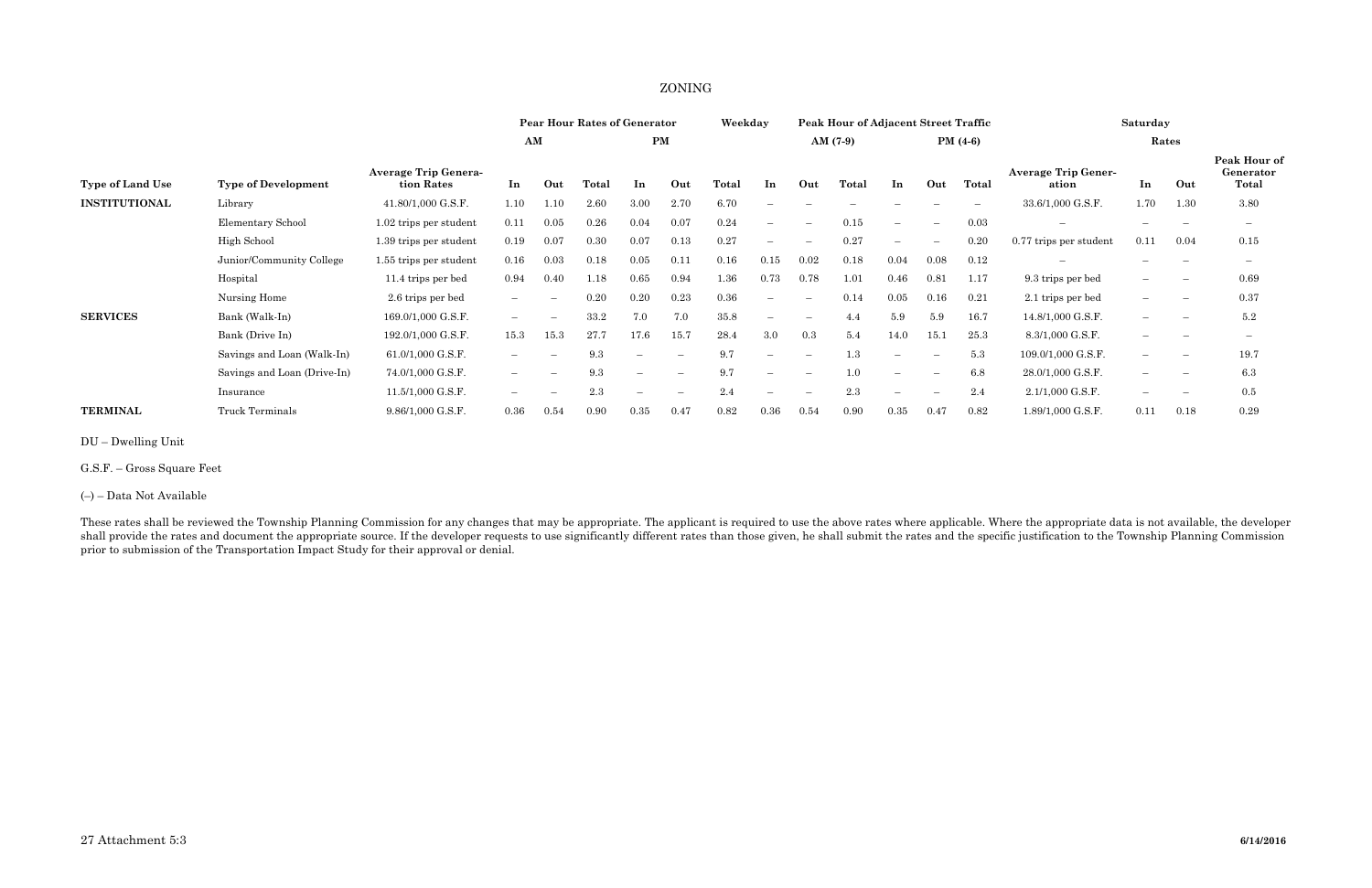# ZONING

| | | | Pear Hour Rates of Generator | | | | | | Weekday | Peak Hour of Adjacent Street Traffic | | | | | | | Saturday | | |
|---|---|---|---|---|---|---|---|---|---|---|---|---|---|---|---|---|---|---|---|
| | | | AM | | | PM | | | | AM (7-9) | | | PM (4-6) | | | | Rates | | |
| **Type of Land Use** | **Type of Development** | **Average Trip Generation Rates** | **In** | **Out** | **Total** | **In** | **Out** | **Total** | **In** | **Out** | **Total** | **In** | **Out** | **Total** | **Average Trip Generation** | **In** | **Out** | **Peak Hour of Generator Total** |
| **INSTITUTIONAL** | Library | 41.80/1,000 G.S.F. | 1.10 | 1.10 | 2.60 | 3.00 | 2.70 | 6.70 | – | – | – | – | – | – | 33.6/1,000 G.S.F. | 1.70 | 1.30 | 3.80 |
| | Elementary School | 1.02 trips per student | 0.11 | 0.05 | 0.26 | 0.04 | 0.07 | 0.24 | – | – | 0.15 | – | – | 0.03 | – | – | – | – |
| | High School | 1.39 trips per student | 0.19 | 0.07 | 0.30 | 0.07 | 0.13 | 0.27 | – | – | 0.27 | – | – | 0.20 | 0.77 trips per student | 0.11 | 0.04 | 0.15 |
| | Junior/Community College | 1.55 trips per student | 0.16 | 0.03 | 0.18 | 0.05 | 0.11 | 0.16 | 0.15 | 0.02 | 0.18 | 0.04 | 0.08 | 0.12 | – | – | – | – |
| | Hospital | 11.4 trips per bed | 0.94 | 0.40 | 1.18 | 0.65 | 0.94 | 1.36 | 0.73 | 0.78 | 1.01 | 0.46 | 0.81 | 1.17 | 9.3 trips per bed | – | – | 0.69 |
| | Nursing Home | 2.6 trips per bed | – | – | 0.20 | 0.20 | 0.23 | 0.36 | – | – | 0.14 | 0.05 | 0.16 | 0.21 | 2.1 trips per bed | – | – | 0.37 |
| **SERVICES** | Bank (Walk-In) | 169.0/1,000 G.S.F. | – | – | 33.2 | 7.0 | 7.0 | 35.8 | – | – | 4.4 | 5.9 | 5.9 | 16.7 | 14.8/1,000 G.S.F. | – | – | 5.2 |
| | Bank (Drive In) | 192.0/1,000 G.S.F. | 15.3 | 15.3 | 27.7 | 17.6 | 15.7 | 28.4 | 3.0 | 0.3 | 5.4 | 14.0 | 15.1 | 25.3 | 8.3/1,000 G.S.F. | – | – | – |
| | Savings and Loan (Walk-In) | 61.0/1,000 G.S.F. | – | – | 9.3 | – | – | 9.7 | – | – | 1.3 | – | – | 5.3 | 109.0/1,000 G.S.F. | – | – | 19.7 |
| | Savings and Loan (Drive-In) | 74.0/1,000 G.S.F. | – | – | 9.3 | – | – | 9.7 | – | – | 1.0 | – | – | 6.8 | 28.0/1,000 G.S.F. | – | – | 6.3 |
| | Insurance | 11.5/1,000 G.S.F. | – | – | 2.3 | – | – | 2.4 | – | – | 2.3 | – | – | 2.4 | 2.1/1,000 G.S.F. | – | – | 0.5 |
| **TERMINAL** | Truck Terminals | 9.86/1,000 G.S.F. | 0.36 | 0.54 | 0.90 | 0.35 | 0.47 | 0.82 | 0.36 | 0.54 | 0.90 | 0.35 | 0.47 | 0.82 | 1.89/1,000 G.S.F. | 0.11 | 0.18 | 0.29 |

DU – Dwelling Unit

G.S.F. – Gross Square Feet

(–) – Data Not Available

These rates shall be reviewed the Township Planning Commission for any changes that may be appropriate. The applicant is required to use the above rates where applicable. Where the appropriate data is not available, the developer shall provide the rates and document the appropriate source. If the developer requests to use significantly different rates than those given, he shall submit the rates and the specific justification to the Township Planning Commission prior to submission of the Transportation Impact Study for their approval or denial.